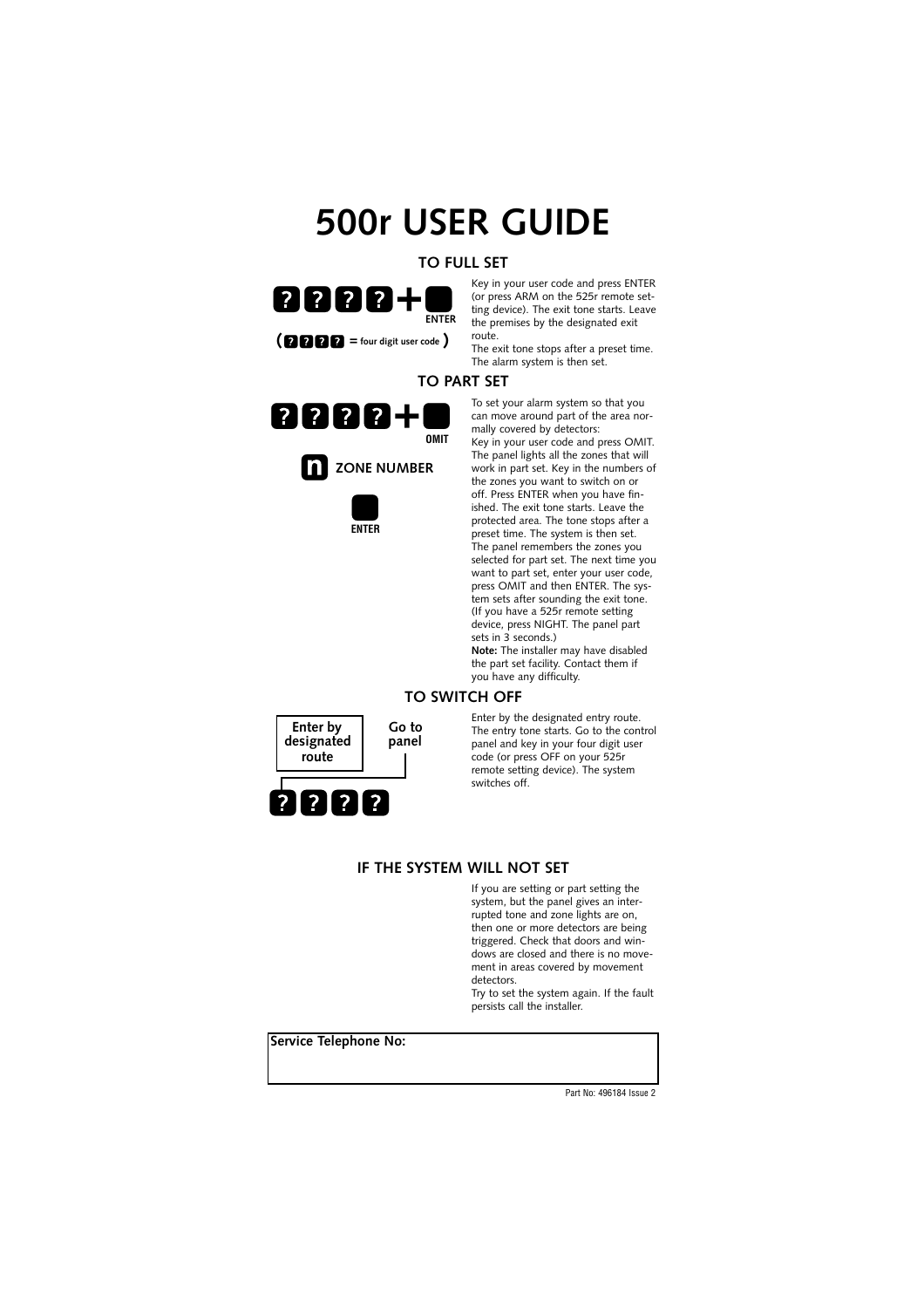# 500r USER GUIDE

## TO FULL SET

? ? ? ? + ENTER

( ? ? ? ? = four digit user code )

Key in your user code and press ENTER (or press ARM on the 525r remote setting device). The exit tone starts. Leave the premises by the designated exit route.

The exit tone stops after a preset time. The alarm system is then set.

## TO PART SET

? ? ? ? + OMIT

n ZONE NUMBER

ENTER

To set your alarm system so that you can move around part of the area normally covered by detectors:

Key in your user code and press OMIT. The panel lights all the zones that will work in part set. Key in the numbers of the zones you want to switch on or off. Press ENTER when you have finished. The exit tone starts. Leave the protected area. The tone stops after a preset time. The system is then set.

The panel remembers the zones you selected for part set. The next time you want to part set, enter your user code, press OMIT and then ENTER. The system sets after sounding the exit tone. (If you have a 525r remote setting device, press NIGHT. The panel part sets in 3 seconds.)

**Note:** The installer may have disabled the part set facility. Contact them if you have any difficulty.

## TO SWITCH OFF

Enter by designated route → Go to panel → ? ? ? ?

Enter by the designated entry route. The entry tone starts. Go to the control panel and key in your four digit user code (or press OFF on your 525r remote setting device). The system switches off.

## IF THE SYSTEM WILL NOT SET

If you are setting or part setting the system, but the panel gives an interrupted tone and zone lights are on, then one or more detectors are being triggered. Check that doors and windows are closed and there is no movement in areas covered by movement detectors.

Try to set the system again. If the fault persists call the installer.

**Service Telephone No:**

Part No: 496184 Issue 2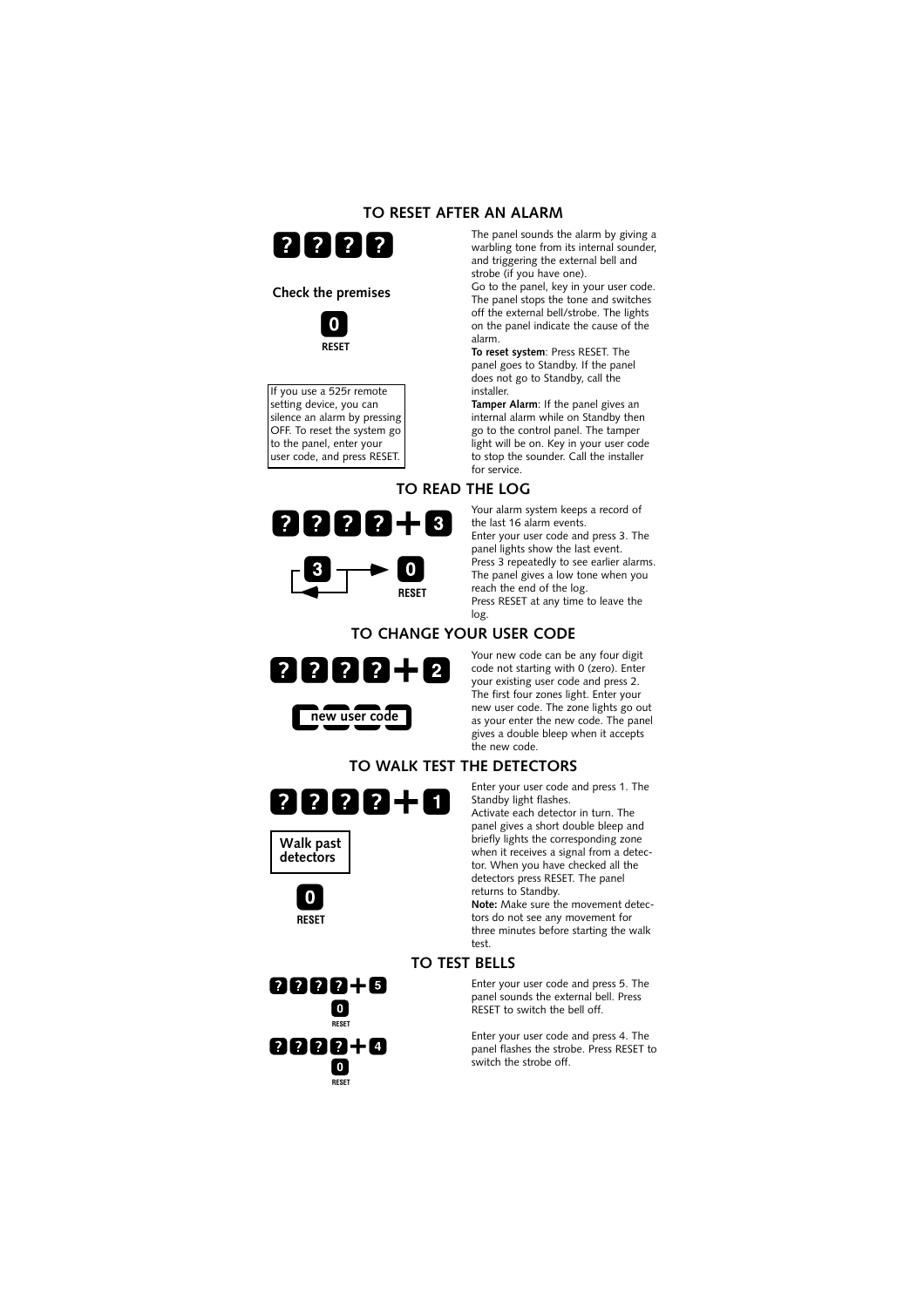## TO RESET AFTER AN ALARM

? ? ? ?

**Check the premises**

0
RESET

If you use a 525r remote setting device, you can silence an alarm by pressing OFF. To reset the system go to the panel, enter your user code, and press RESET.

The panel sounds the alarm by giving a warbling tone from its internal sounder, and triggering the external bell and strobe (if you have one).

Go to the panel, key in your user code. The panel stops the tone and switches off the external bell/strobe. The lights on the panel indicate the cause of the alarm.

**To reset system**: Press RESET. The panel goes to Standby. If the panel does not go to Standby, call the installer.

**Tamper Alarm**: If the panel gives an internal alarm while on Standby then go to the control panel. The tamper light will be on. Key in your user code to stop the sounder. Call the installer for service.

## TO READ THE LOG

? ? ? ? + 3

3 → 0
RESET

Your alarm system keeps a record of the last 16 alarm events.

Enter your user code and press 3. The panel lights show the last event.

Press 3 repeatedly to see earlier alarms. The panel gives a low tone when you reach the end of the log.

Press RESET at any time to leave the log.

## TO CHANGE YOUR USER CODE

? ? ? ? + 2

new user code

Your new code can be any four digit code not starting with 0 (zero). Enter your existing user code and press 2. The first four zones light. Enter your new user code. The zone lights go out as your enter the new code. The panel gives a double bleep when it accepts the new code.

## TO WALK TEST THE DETECTORS

? ? ? ? + 1

**Walk past detectors**

0
RESET

Enter your user code and press 1. The Standby light flashes.

Activate each detector in turn. The panel gives a short double bleep and briefly lights the corresponding zone when it receives a signal from a detector. When you have checked all the detectors press RESET. The panel returns to Standby.

**Note:** Make sure the movement detectors do not see any movement for three minutes before starting the walk test.

## TO TEST BELLS

? ? ? ? + 5

0
RESET

Enter your user code and press 5. The panel sounds the external bell. Press RESET to switch the bell off.

? ? ? ? + 4

0
RESET

Enter your user code and press 4. The panel flashes the strobe. Press RESET to switch the strobe off.